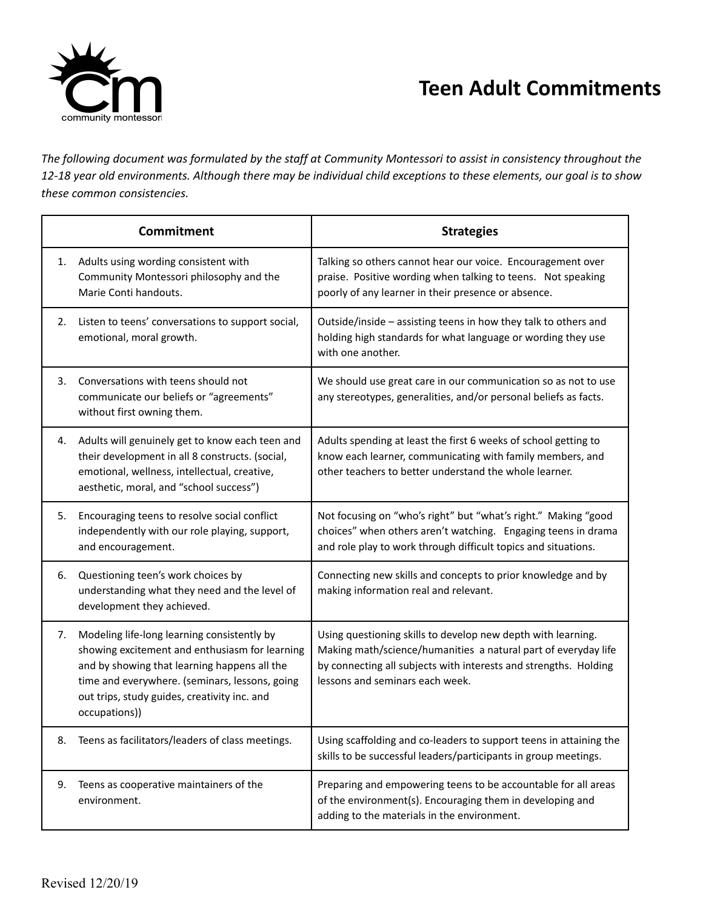# Teen Adult Commitments

*The following document was formulated by the staff at Community Montessori to assist in consistency throughout the 12-18 year old environments. Although there may be individual child exceptions to these elements, our goal is to show these common consistencies.*

| Commitment | Strategies |
|---|---|
| 1. Adults using wording consistent with Community Montessori philosophy and the Marie Conti handouts. | Talking so others cannot hear our voice. Encouragement over praise. Positive wording when talking to teens. Not speaking poorly of any learner in their presence or absence. |
| 2. Listen to teens' conversations to support social, emotional, moral growth. | Outside/inside – assisting teens in how they talk to others and holding high standards for what language or wording they use with one another. |
| 3. Conversations with teens should not communicate our beliefs or "agreements" without first owning them. | We should use great care in our communication so as not to use any stereotypes, generalities, and/or personal beliefs as facts. |
| 4. Adults will genuinely get to know each teen and their development in all 8 constructs. (social, emotional, wellness, intellectual, creative, aesthetic, moral, and "school success") | Adults spending at least the first 6 weeks of school getting to know each learner, communicating with family members, and other teachers to better understand the whole learner. |
| 5. Encouraging teens to resolve social conflict independently with our role playing, support, and encouragement. | Not focusing on "who's right" but "what's right." Making "good choices" when others aren't watching. Engaging teens in drama and role play to work through difficult topics and situations. |
| 6. Questioning teen's work choices by understanding what they need and the level of development they achieved. | Connecting new skills and concepts to prior knowledge and by making information real and relevant. |
| 7. Modeling life-long learning consistently by showing excitement and enthusiasm for learning and by showing that learning happens all the time and everywhere. (seminars, lessons, going out trips, study guides, creativity inc. and occupations)) | Using questioning skills to develop new depth with learning. Making math/science/humanities a natural part of everyday life by connecting all subjects with interests and strengths. Holding lessons and seminars each week. |
| 8. Teens as facilitators/leaders of class meetings. | Using scaffolding and co-leaders to support teens in attaining the skills to be successful leaders/participants in group meetings. |
| 9. Teens as cooperative maintainers of the environment. | Preparing and empowering teens to be accountable for all areas of the environment(s). Encouraging them in developing and adding to the materials in the environment. |

Revised 12/20/19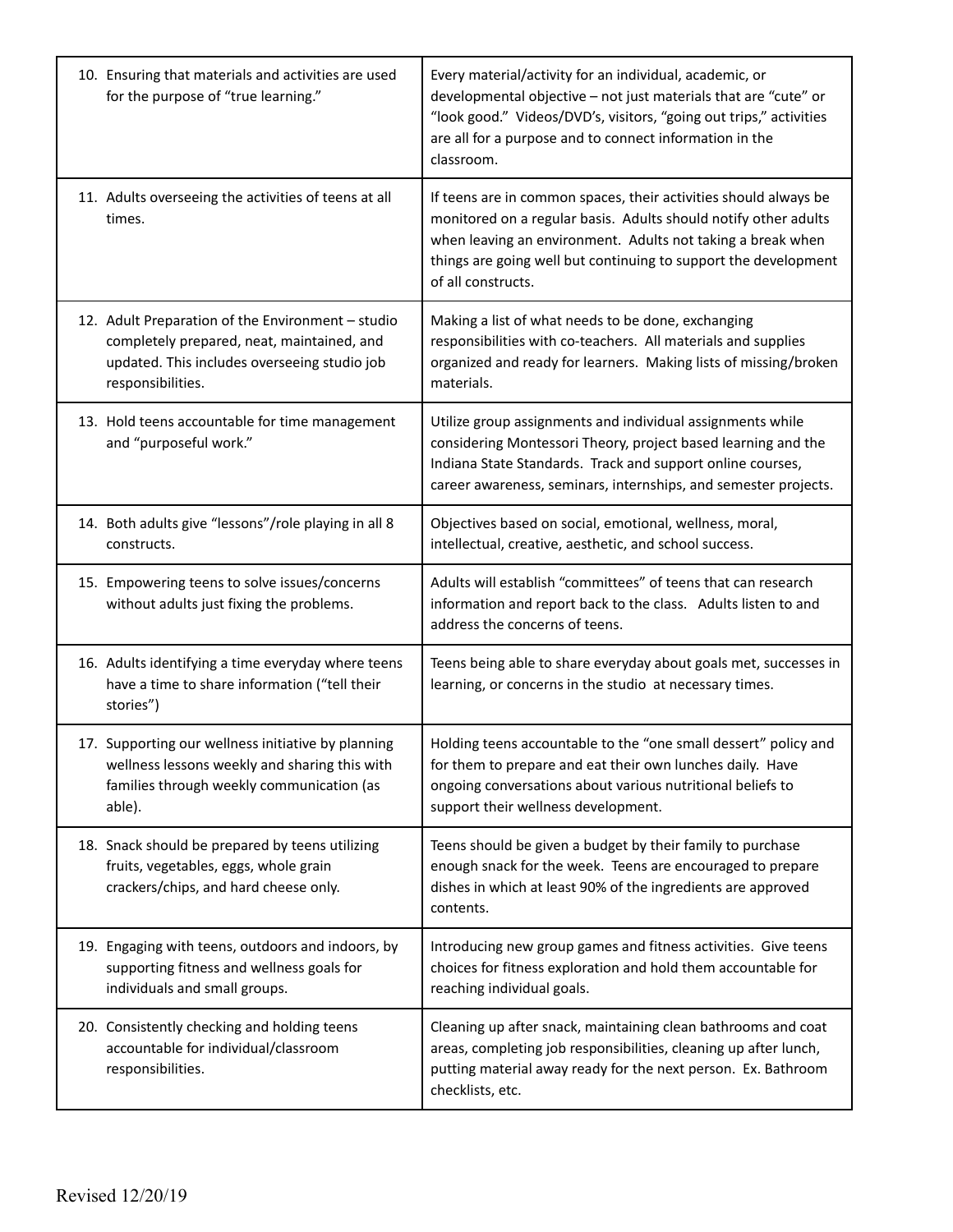| | |
|---|---|
| 10. Ensuring that materials and activities are used for the purpose of "true learning." | Every material/activity for an individual, academic, or developmental objective – not just materials that are "cute" or "look good." Videos/DVD's, visitors, "going out trips," activities are all for a purpose and to connect information in the classroom. |
| 11. Adults overseeing the activities of teens at all times. | If teens are in common spaces, their activities should always be monitored on a regular basis. Adults should notify other adults when leaving an environment. Adults not taking a break when things are going well but continuing to support the development of all constructs. |
| 12. Adult Preparation of the Environment – studio completely prepared, neat, maintained, and updated. This includes overseeing studio job responsibilities. | Making a list of what needs to be done, exchanging responsibilities with co-teachers. All materials and supplies organized and ready for learners. Making lists of missing/broken materials. |
| 13. Hold teens accountable for time management and "purposeful work." | Utilize group assignments and individual assignments while considering Montessori Theory, project based learning and the Indiana State Standards. Track and support online courses, career awareness, seminars, internships, and semester projects. |
| 14. Both adults give "lessons"/role playing in all 8 constructs. | Objectives based on social, emotional, wellness, moral, intellectual, creative, aesthetic, and school success. |
| 15. Empowering teens to solve issues/concerns without adults just fixing the problems. | Adults will establish "committees" of teens that can research information and report back to the class. Adults listen to and address the concerns of teens. |
| 16. Adults identifying a time everyday where teens have a time to share information ("tell their stories") | Teens being able to share everyday about goals met, successes in learning, or concerns in the studio at necessary times. |
| 17. Supporting our wellness initiative by planning wellness lessons weekly and sharing this with families through weekly communication (as able). | Holding teens accountable to the "one small dessert" policy and for them to prepare and eat their own lunches daily. Have ongoing conversations about various nutritional beliefs to support their wellness development. |
| 18. Snack should be prepared by teens utilizing fruits, vegetables, eggs, whole grain crackers/chips, and hard cheese only. | Teens should be given a budget by their family to purchase enough snack for the week. Teens are encouraged to prepare dishes in which at least 90% of the ingredients are approved contents. |
| 19. Engaging with teens, outdoors and indoors, by supporting fitness and wellness goals for individuals and small groups. | Introducing new group games and fitness activities. Give teens choices for fitness exploration and hold them accountable for reaching individual goals. |
| 20. Consistently checking and holding teens accountable for individual/classroom responsibilities. | Cleaning up after snack, maintaining clean bathrooms and coat areas, completing job responsibilities, cleaning up after lunch, putting material away ready for the next person. Ex. Bathroom checklists, etc. |

Revised 12/20/19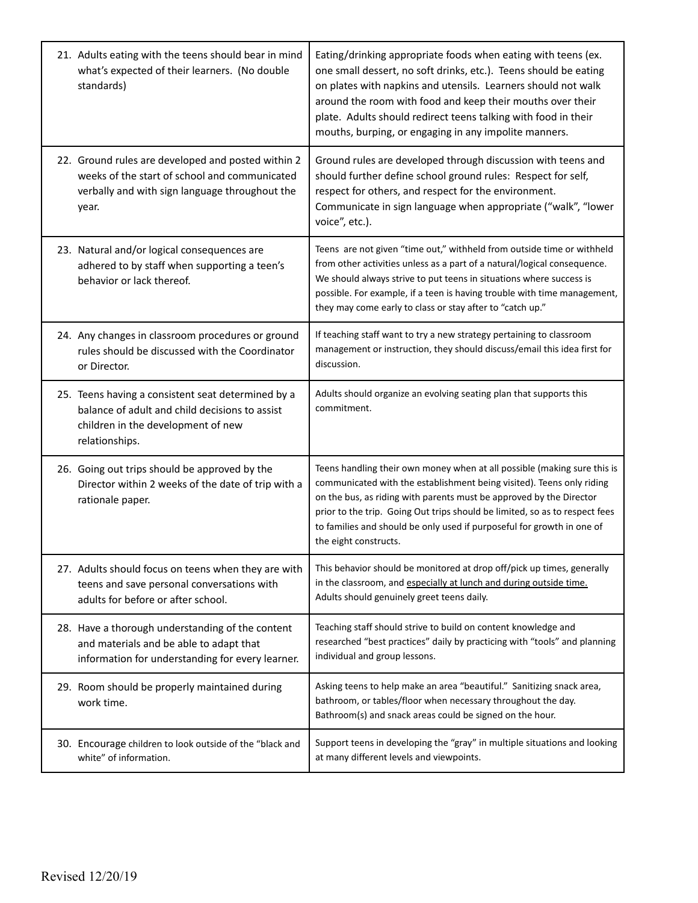| | |
|---|---|
| 21. Adults eating with the teens should bear in mind what's expected of their learners. (No double standards) | Eating/drinking appropriate foods when eating with teens (ex. one small dessert, no soft drinks, etc.). Teens should be eating on plates with napkins and utensils. Learners should not walk around the room with food and keep their mouths over their plate. Adults should redirect teens talking with food in their mouths, burping, or engaging in any impolite manners. |
| 22. Ground rules are developed and posted within 2 weeks of the start of school and communicated verbally and with sign language throughout the year. | Ground rules are developed through discussion with teens and should further define school ground rules: Respect for self, respect for others, and respect for the environment. Communicate in sign language when appropriate ("walk", "lower voice", etc.). |
| 23. Natural and/or logical consequences are adhered to by staff when supporting a teen's behavior or lack thereof. | Teens are not given "time out," withheld from outside time or withheld from other activities unless as a part of a natural/logical consequence. We should always strive to put teens in situations where success is possible. For example, if a teen is having trouble with time management, they may come early to class or stay after to "catch up." |
| 24. Any changes in classroom procedures or ground rules should be discussed with the Coordinator or Director. | If teaching staff want to try a new strategy pertaining to classroom management or instruction, they should discuss/email this idea first for discussion. |
| 25. Teens having a consistent seat determined by a balance of adult and child decisions to assist children in the development of new relationships. | Adults should organize an evolving seating plan that supports this commitment. |
| 26. Going out trips should be approved by the Director within 2 weeks of the date of trip with a rationale paper. | Teens handling their own money when at all possible (making sure this is communicated with the establishment being visited). Teens only riding on the bus, as riding with parents must be approved by the Director prior to the trip. Going Out trips should be limited, so as to respect fees to families and should be only used if purposeful for growth in one of the eight constructs. |
| 27. Adults should focus on teens when they are with teens and save personal conversations with adults for before or after school. | This behavior should be monitored at drop off/pick up times, generally in the classroom, and <u>especially at lunch and during outside time.</u> Adults should genuinely greet teens daily. |
| 28. Have a thorough understanding of the content and materials and be able to adapt that information for understanding for every learner. | Teaching staff should strive to build on content knowledge and researched "best practices" daily by practicing with "tools" and planning individual and group lessons. |
| 29. Room should be properly maintained during work time. | Asking teens to help make an area "beautiful." Sanitizing snack area, bathroom, or tables/floor when necessary throughout the day. Bathroom(s) and snack areas could be signed on the hour. |
| 30. Encourage children to look outside of the "black and white" of information. | Support teens in developing the "gray" in multiple situations and looking at many different levels and viewpoints. |

Revised 12/20/19